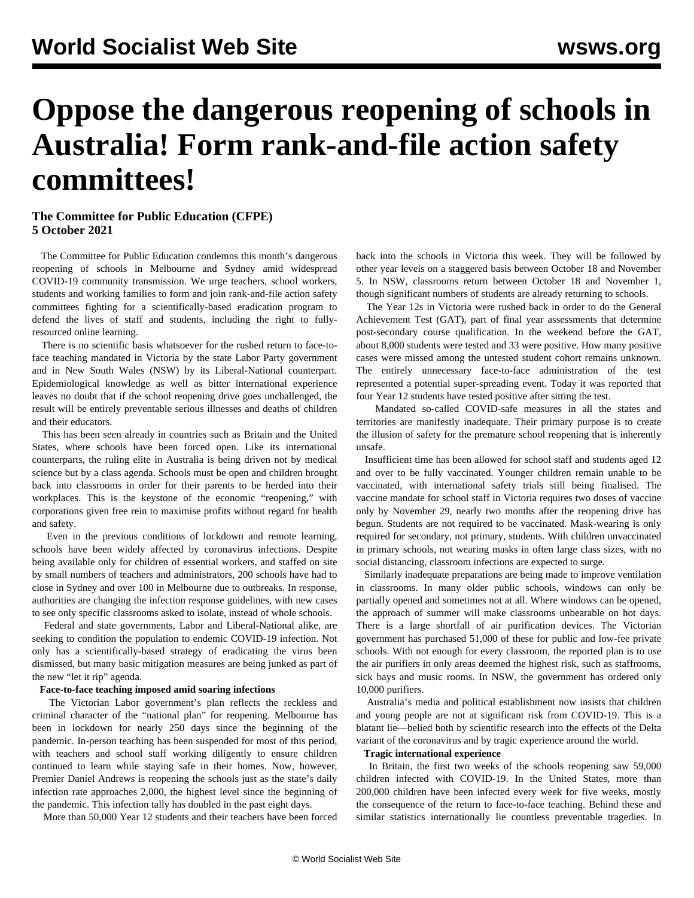# Oppose the dangerous reopening of schools in Australia! Form rank-and-file action safety committees!

**The Committee for Public Education (CFPE)**
**5 October 2021**

The Committee for Public Education condemns this month's dangerous reopening of schools in Melbourne and Sydney amid widespread COVID-19 community transmission. We urge teachers, school workers, students and working families to form and join rank-and-file action safety committees fighting for a scientifically-based eradication program to defend the lives of staff and students, including the right to fully-resourced online learning.

There is no scientific basis whatsoever for the rushed return to face-to-face teaching mandated in Victoria by the state Labor Party government and in New South Wales (NSW) by its Liberal-National counterpart. Epidemiological knowledge as well as bitter international experience leaves no doubt that if the school reopening drive goes unchallenged, the result will be entirely preventable serious illnesses and deaths of children and their educators.

This has been seen already in countries such as Britain and the United States, where schools have been forced open. Like its international counterparts, the ruling elite in Australia is being driven not by medical science but by a class agenda. Schools must be open and children brought back into classrooms in order for their parents to be herded into their workplaces. This is the keystone of the economic "reopening," with corporations given free rein to maximise profits without regard for health and safety.

Even in the previous conditions of lockdown and remote learning, schools have been widely affected by coronavirus infections. Despite being available only for children of essential workers, and staffed on site by small numbers of teachers and administrators, 200 schools have had to close in Sydney and over 100 in Melbourne due to outbreaks. In response, authorities are changing the infection response guidelines, with new cases to see only specific classrooms asked to isolate, instead of whole schools.

Federal and state governments, Labor and Liberal-National alike, are seeking to condition the population to endemic COVID-19 infection. Not only has a scientifically-based strategy of eradicating the virus been dismissed, but many basic mitigation measures are being junked as part of the new "let it rip" agenda.

**Face-to-face teaching imposed amid soaring infections**

The Victorian Labor government's plan reflects the reckless and criminal character of the "national plan" for reopening. Melbourne has been in lockdown for nearly 250 days since the beginning of the pandemic. In-person teaching has been suspended for most of this period, with teachers and school staff working diligently to ensure children continued to learn while staying safe in their homes. Now, however, Premier Daniel Andrews is reopening the schools just as the state's daily infection rate approaches 2,000, the highest level since the beginning of the pandemic. This infection tally has doubled in the past eight days.

More than 50,000 Year 12 students and their teachers have been forced back into the schools in Victoria this week. They will be followed by other year levels on a staggered basis between October 18 and November 5. In NSW, classrooms return between October 18 and November 1, though significant numbers of students are already returning to schools.

The Year 12s in Victoria were rushed back in order to do the General Achievement Test (GAT), part of final year assessments that determine post-secondary course qualification. In the weekend before the GAT, about 8,000 students were tested and 33 were positive. How many positive cases were missed among the untested student cohort remains unknown. The entirely unnecessary face-to-face administration of the test represented a potential super-spreading event. Today it was reported that four Year 12 students have tested positive after sitting the test.

Mandated so-called COVID-safe measures in all the states and territories are manifestly inadequate. Their primary purpose is to create the illusion of safety for the premature school reopening that is inherently unsafe.

Insufficient time has been allowed for school staff and students aged 12 and over to be fully vaccinated. Younger children remain unable to be vaccinated, with international safety trials still being finalised. The vaccine mandate for school staff in Victoria requires two doses of vaccine only by November 29, nearly two months after the reopening drive has begun. Students are not required to be vaccinated. Mask-wearing is only required for secondary, not primary, students. With children unvaccinated in primary schools, not wearing masks in often large class sizes, with no social distancing, classroom infections are expected to surge.

Similarly inadequate preparations are being made to improve ventilation in classrooms. In many older public schools, windows can only be partially opened and sometimes not at all. Where windows can be opened, the approach of summer will make classrooms unbearable on hot days. There is a large shortfall of air purification devices. The Victorian government has purchased 51,000 of these for public and low-fee private schools. With not enough for every classroom, the reported plan is to use the air purifiers in only areas deemed the highest risk, such as staffrooms, sick bays and music rooms. In NSW, the government has ordered only 10,000 purifiers.

Australia's media and political establishment now insists that children and young people are not at significant risk from COVID-19. This is a blatant lie—belied both by scientific research into the effects of the Delta variant of the coronavirus and by tragic experience around the world.

**Tragic international experience**

In Britain, the first two weeks of the schools reopening saw 59,000 children infected with COVID-19. In the United States, more than 200,000 children have been infected every week for five weeks, mostly the consequence of the return to face-to-face teaching. Behind these and similar statistics internationally lie countless preventable tragedies. In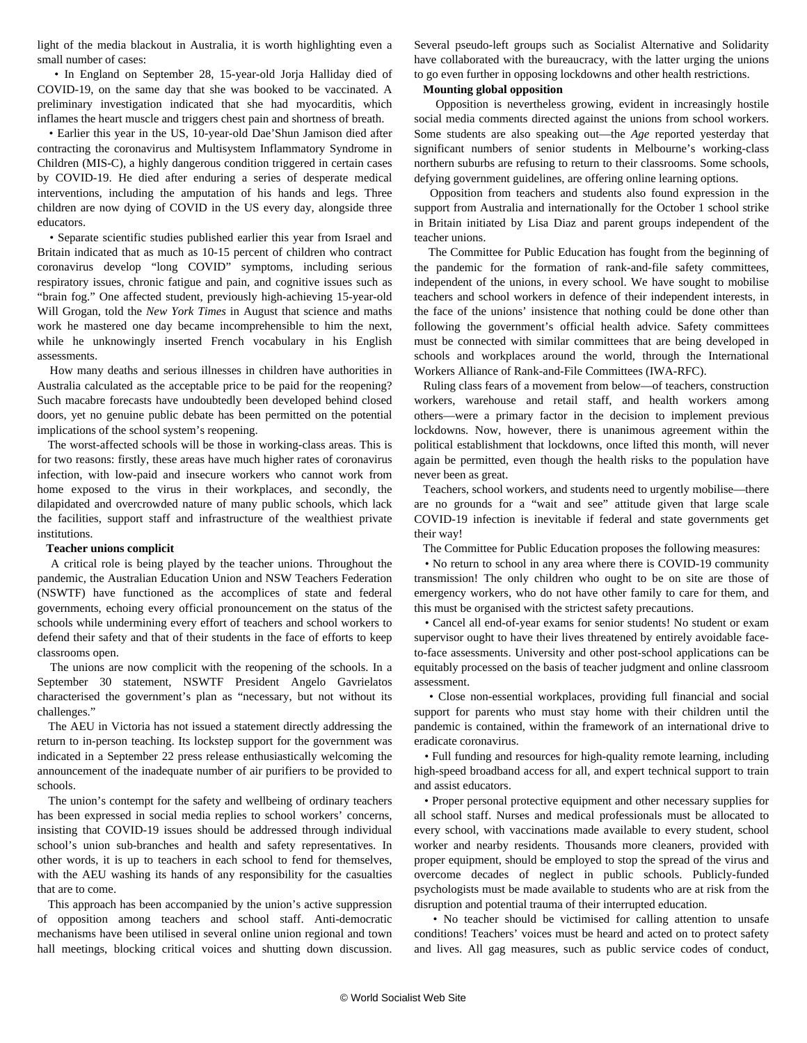light of the media blackout in Australia, it is worth highlighting even a small number of cases:

• In England on September 28, 15-year-old Jorja Halliday died of COVID-19, on the same day that she was booked to be vaccinated. A preliminary investigation indicated that she had myocarditis, which inflames the heart muscle and triggers chest pain and shortness of breath.

• Earlier this year in the US, 10-year-old Dae'Shun Jamison died after contracting the coronavirus and Multisystem Inflammatory Syndrome in Children (MIS-C), a highly dangerous condition triggered in certain cases by COVID-19. He died after enduring a series of desperate medical interventions, including the amputation of his hands and legs. Three children are now dying of COVID in the US every day, alongside three educators.

• Separate scientific studies published earlier this year from Israel and Britain indicated that as much as 10-15 percent of children who contract coronavirus develop "long COVID" symptoms, including serious respiratory issues, chronic fatigue and pain, and cognitive issues such as "brain fog." One affected student, previously high-achieving 15-year-old Will Grogan, told the *New York Times* in August that science and maths work he mastered one day became incomprehensible to him the next, while he unknowingly inserted French vocabulary in his English assessments.

How many deaths and serious illnesses in children have authorities in Australia calculated as the acceptable price to be paid for the reopening? Such macabre forecasts have undoubtedly been developed behind closed doors, yet no genuine public debate has been permitted on the potential implications of the school system's reopening.

The worst-affected schools will be those in working-class areas. This is for two reasons: firstly, these areas have much higher rates of coronavirus infection, with low-paid and insecure workers who cannot work from home exposed to the virus in their workplaces, and secondly, the dilapidated and overcrowded nature of many public schools, which lack the facilities, support staff and infrastructure of the wealthiest private institutions.

**Teacher unions complicit**

A critical role is being played by the teacher unions. Throughout the pandemic, the Australian Education Union and NSW Teachers Federation (NSWTF) have functioned as the accomplices of state and federal governments, echoing every official pronouncement on the status of the schools while undermining every effort of teachers and school workers to defend their safety and that of their students in the face of efforts to keep classrooms open.

The unions are now complicit with the reopening of the schools. In a September 30 statement, NSWTF President Angelo Gavrielatos characterised the government's plan as "necessary, but not without its challenges."

The AEU in Victoria has not issued a statement directly addressing the return to in-person teaching. Its lockstep support for the government was indicated in a September 22 press release enthusiastically welcoming the announcement of the inadequate number of air purifiers to be provided to schools.

The union's contempt for the safety and wellbeing of ordinary teachers has been expressed in social media replies to school workers' concerns, insisting that COVID-19 issues should be addressed through individual school's union sub-branches and health and safety representatives. In other words, it is up to teachers in each school to fend for themselves, with the AEU washing its hands of any responsibility for the casualties that are to come.

This approach has been accompanied by the union's active suppression of opposition among teachers and school staff. Anti-democratic mechanisms have been utilised in several online union regional and town hall meetings, blocking critical voices and shutting down discussion. Several pseudo-left groups such as Socialist Alternative and Solidarity have collaborated with the bureaucracy, with the latter urging the unions to go even further in opposing lockdowns and other health restrictions.

**Mounting global opposition**

Opposition is nevertheless growing, evident in increasingly hostile social media comments directed against the unions from school workers. Some students are also speaking out—the *Age* reported yesterday that significant numbers of senior students in Melbourne's working-class northern suburbs are refusing to return to their classrooms. Some schools, defying government guidelines, are offering online learning options.

Opposition from teachers and students also found expression in the support from Australia and internationally for the October 1 school strike in Britain initiated by Lisa Diaz and parent groups independent of the teacher unions.

The Committee for Public Education has fought from the beginning of the pandemic for the formation of rank-and-file safety committees, independent of the unions, in every school. We have sought to mobilise teachers and school workers in defence of their independent interests, in the face of the unions' insistence that nothing could be done other than following the government's official health advice. Safety committees must be connected with similar committees that are being developed in schools and workplaces around the world, through the International Workers Alliance of Rank-and-File Committees (IWA-RFC).

Ruling class fears of a movement from below—of teachers, construction workers, warehouse and retail staff, and health workers among others—were a primary factor in the decision to implement previous lockdowns. Now, however, there is unanimous agreement within the political establishment that lockdowns, once lifted this month, will never again be permitted, even though the health risks to the population have never been as great.

Teachers, school workers, and students need to urgently mobilise—there are no grounds for a "wait and see" attitude given that large scale COVID-19 infection is inevitable if federal and state governments get their way!

The Committee for Public Education proposes the following measures:

• No return to school in any area where there is COVID-19 community transmission! The only children who ought to be on site are those of emergency workers, who do not have other family to care for them, and this must be organised with the strictest safety precautions.

• Cancel all end-of-year exams for senior students! No student or exam supervisor ought to have their lives threatened by entirely avoidable face-to-face assessments. University and other post-school applications can be equitably processed on the basis of teacher judgment and online classroom assessment.

• Close non-essential workplaces, providing full financial and social support for parents who must stay home with their children until the pandemic is contained, within the framework of an international drive to eradicate coronavirus.

• Full funding and resources for high-quality remote learning, including high-speed broadband access for all, and expert technical support to train and assist educators.

• Proper personal protective equipment and other necessary supplies for all school staff. Nurses and medical professionals must be allocated to every school, with vaccinations made available to every student, school worker and nearby residents. Thousands more cleaners, provided with proper equipment, should be employed to stop the spread of the virus and overcome decades of neglect in public schools. Publicly-funded psychologists must be made available to students who are at risk from the disruption and potential trauma of their interrupted education.

• No teacher should be victimised for calling attention to unsafe conditions! Teachers' voices must be heard and acted on to protect safety and lives. All gag measures, such as public service codes of conduct,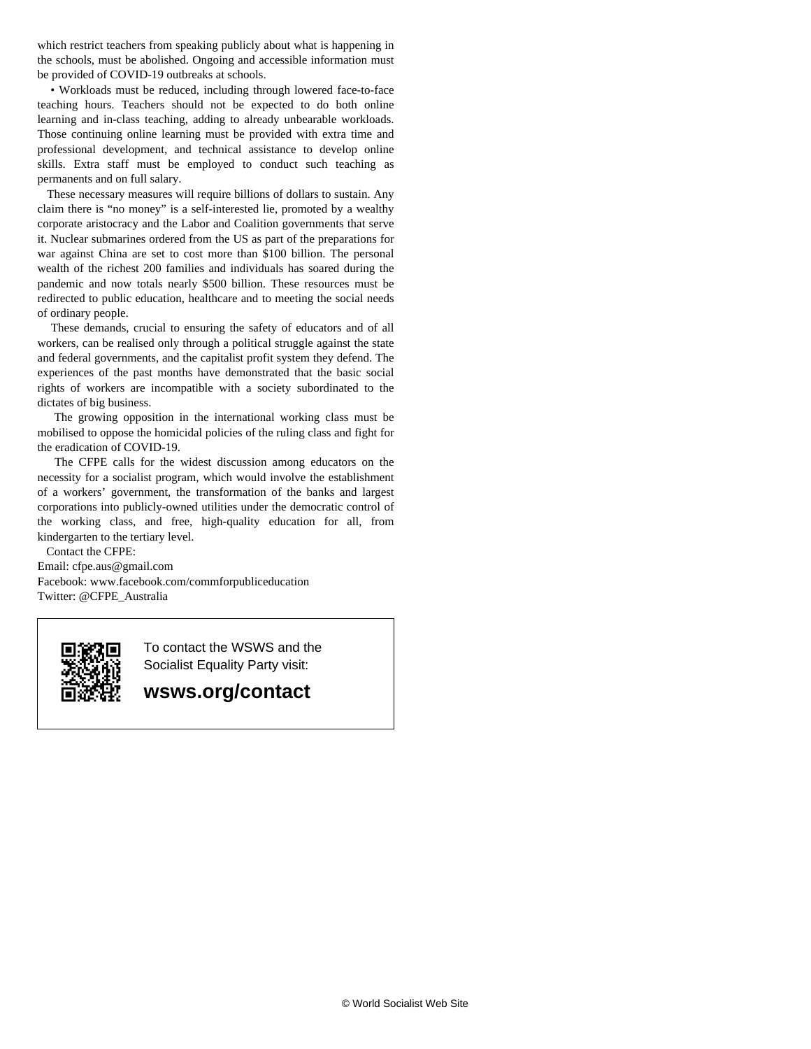which restrict teachers from speaking publicly about what is happening in the schools, must be abolished. Ongoing and accessible information must be provided of COVID-19 outbreaks at schools.

• Workloads must be reduced, including through lowered face-to-face teaching hours. Teachers should not be expected to do both online learning and in-class teaching, adding to already unbearable workloads. Those continuing online learning must be provided with extra time and professional development, and technical assistance to develop online skills. Extra staff must be employed to conduct such teaching as permanents and on full salary.

These necessary measures will require billions of dollars to sustain. Any claim there is "no money" is a self-interested lie, promoted by a wealthy corporate aristocracy and the Labor and Coalition governments that serve it. Nuclear submarines ordered from the US as part of the preparations for war against China are set to cost more than $100 billion. The personal wealth of the richest 200 families and individuals has soared during the pandemic and now totals nearly $500 billion. These resources must be redirected to public education, healthcare and to meeting the social needs of ordinary people.

These demands, crucial to ensuring the safety of educators and of all workers, can be realised only through a political struggle against the state and federal governments, and the capitalist profit system they defend. The experiences of the past months have demonstrated that the basic social rights of workers are incompatible with a society subordinated to the dictates of big business.

The growing opposition in the international working class must be mobilised to oppose the homicidal policies of the ruling class and fight for the eradication of COVID-19.

The CFPE calls for the widest discussion among educators on the necessity for a socialist program, which would involve the establishment of a workers' government, the transformation of the banks and largest corporations into publicly-owned utilities under the democratic control of the working class, and free, high-quality education for all, from kindergarten to the tertiary level.

Contact the CFPE:
Email: cfpe.aus@gmail.com
Facebook: www.facebook.com/commforpubliceducation
Twitter: @CFPE_Australia

To contact the WSWS and the Socialist Equality Party visit:

**wsws.org/contact**